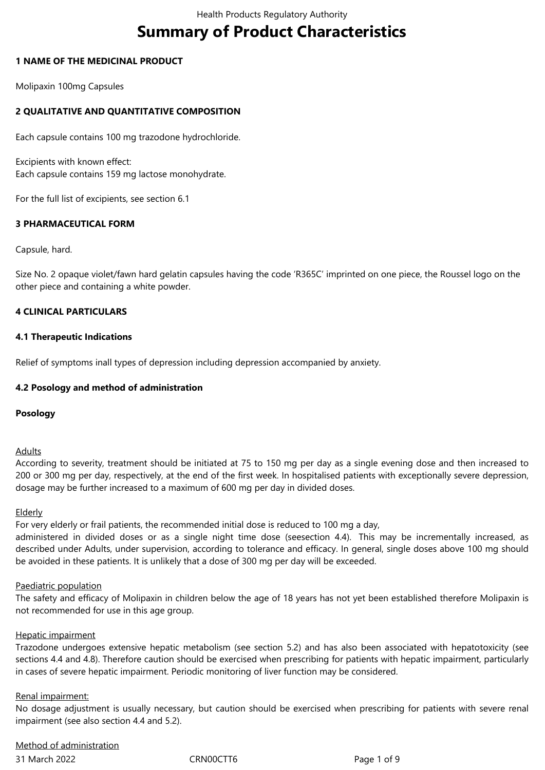# Summary of Product Characteristics

## 1 NAME OF THE MEDICINAL PRODUCT

Molipaxin 100mg Capsules

## 2 QUALITATIVE AND QUANTITATIVE COMPOSITION

Each capsule contains 100 mg trazodone hydrochloride.

Excipients with known effect:
Each capsule contains 159 mg lactose monohydrate.

For the full list of excipients, see section 6.1

## 3 PHARMACEUTICAL FORM

Capsule, hard.

Size No. 2 opaque violet/fawn hard gelatin capsules having the code 'R365C' imprinted on one piece, the Roussel logo on the other piece and containing a white powder.

## 4 CLINICAL PARTICULARS

### 4.1 Therapeutic Indications

Relief of symptoms inall types of depression including depression accompanied by anxiety.

### 4.2 Posology and method of administration

**Posology**

Adults
According to severity, treatment should be initiated at 75 to 150 mg per day as a single evening dose and then increased to 200 or 300 mg per day, respectively, at the end of the first week. In hospitalised patients with exceptionally severe depression, dosage may be further increased to a maximum of 600 mg per day in divided doses.

Elderly
For very elderly or frail patients, the recommended initial dose is reduced to 100 mg a day, administered in divided doses or as a single night time dose (seesection 4.4). This may be incrementally increased, as described under Adults, under supervision, according to tolerance and efficacy. In general, single doses above 100 mg should be avoided in these patients. It is unlikely that a dose of 300 mg per day will be exceeded.

Paediatric population
The safety and efficacy of Molipaxin in children below the age of 18 years has not yet been established therefore Molipaxin is not recommended for use in this age group.

Hepatic impairment
Trazodone undergoes extensive hepatic metabolism (see section 5.2) and has also been associated with hepatotoxicity (see sections 4.4 and 4.8). Therefore caution should be exercised when prescribing for patients with hepatic impairment, particularly in cases of severe hepatic impairment. Periodic monitoring of liver function may be considered.

Renal impairment:
No dosage adjustment is usually necessary, but caution should be exercised when prescribing for patients with severe renal impairment (see also section 4.4 and 5.2).

Method of administration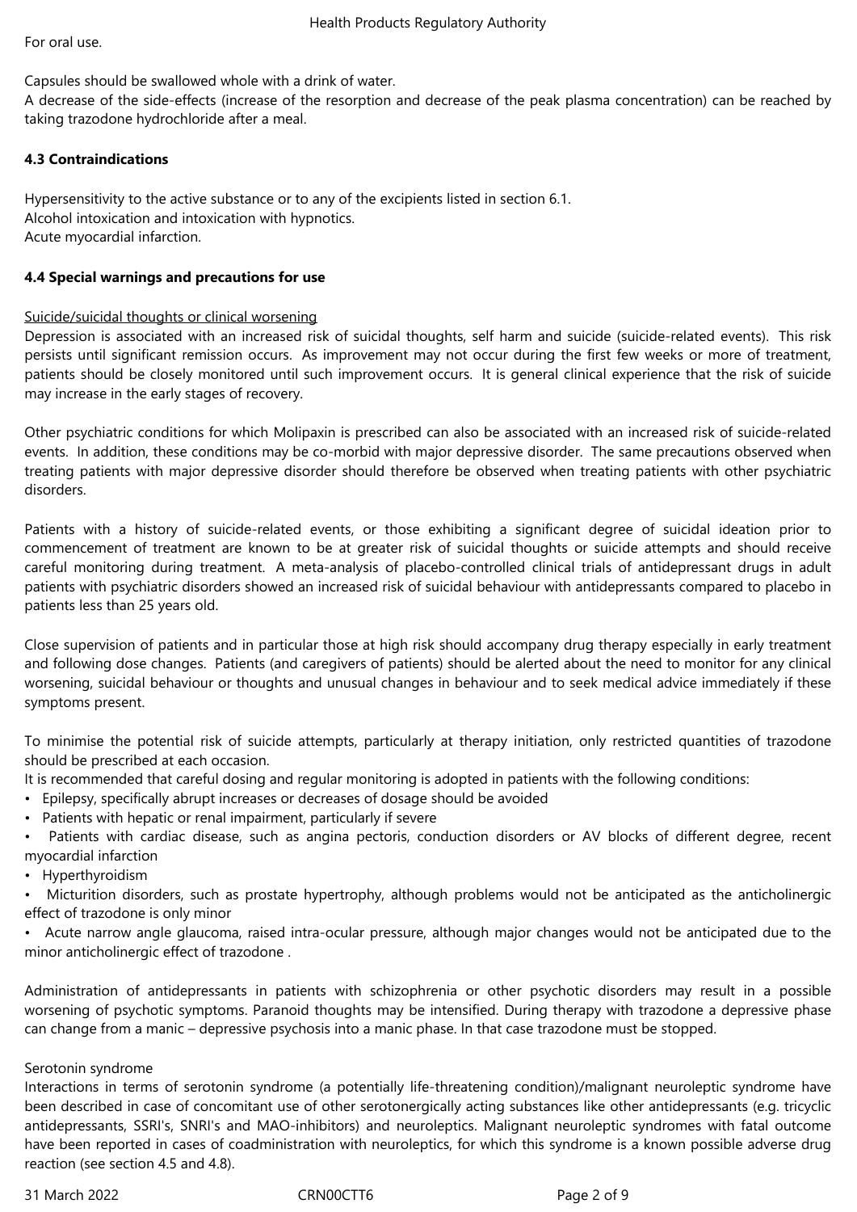For oral use.

Capsules should be swallowed whole with a drink of water.
A decrease of the side-effects (increase of the resorption and decrease of the peak plasma concentration) can be reached by taking trazodone hydrochloride after a meal.

**4.3 Contraindications**

Hypersensitivity to the active substance or to any of the excipients listed in section 6.1.
Alcohol intoxication and intoxication with hypnotics.
Acute myocardial infarction.

**4.4 Special warnings and precautions for use**

Suicide/suicidal thoughts or clinical worsening
Depression is associated with an increased risk of suicidal thoughts, self harm and suicide (suicide-related events). This risk persists until significant remission occurs. As improvement may not occur during the first few weeks or more of treatment, patients should be closely monitored until such improvement occurs. It is general clinical experience that the risk of suicide may increase in the early stages of recovery.

Other psychiatric conditions for which Molipaxin is prescribed can also be associated with an increased risk of suicide-related events. In addition, these conditions may be co-morbid with major depressive disorder. The same precautions observed when treating patients with major depressive disorder should therefore be observed when treating patients with other psychiatric disorders.

Patients with a history of suicide-related events, or those exhibiting a significant degree of suicidal ideation prior to commencement of treatment are known to be at greater risk of suicidal thoughts or suicide attempts and should receive careful monitoring during treatment. A meta-analysis of placebo-controlled clinical trials of antidepressant drugs in adult patients with psychiatric disorders showed an increased risk of suicidal behaviour with antidepressants compared to placebo in patients less than 25 years old.

Close supervision of patients and in particular those at high risk should accompany drug therapy especially in early treatment and following dose changes. Patients (and caregivers of patients) should be alerted about the need to monitor for any clinical worsening, suicidal behaviour or thoughts and unusual changes in behaviour and to seek medical advice immediately if these symptoms present.

To minimise the potential risk of suicide attempts, particularly at therapy initiation, only restricted quantities of trazodone should be prescribed at each occasion.
It is recommended that careful dosing and regular monitoring is adopted in patients with the following conditions:

- Epilepsy, specifically abrupt increases or decreases of dosage should be avoided
- Patients with hepatic or renal impairment, particularly if severe
- Patients with cardiac disease, such as angina pectoris, conduction disorders or AV blocks of different degree, recent myocardial infarction
- Hyperthyroidism
- Micturition disorders, such as prostate hypertrophy, although problems would not be anticipated as the anticholinergic effect of trazodone is only minor
- Acute narrow angle glaucoma, raised intra-ocular pressure, although major changes would not be anticipated due to the minor anticholinergic effect of trazodone .

Administration of antidepressants in patients with schizophrenia or other psychotic disorders may result in a possible worsening of psychotic symptoms. Paranoid thoughts may be intensified. During therapy with trazodone a depressive phase can change from a manic – depressive psychosis into a manic phase. In that case trazodone must be stopped.

Serotonin syndrome
Interactions in terms of serotonin syndrome (a potentially life-threatening condition)/malignant neuroleptic syndrome have been described in case of concomitant use of other serotonergically acting substances like other antidepressants (e.g. tricyclic antidepressants, SSRI's, SNRI's and MAO-inhibitors) and neuroleptics. Malignant neuroleptic syndromes with fatal outcome have been reported in cases of coadministration with neuroleptics, for which this syndrome is a known possible adverse drug reaction (see section 4.5 and 4.8).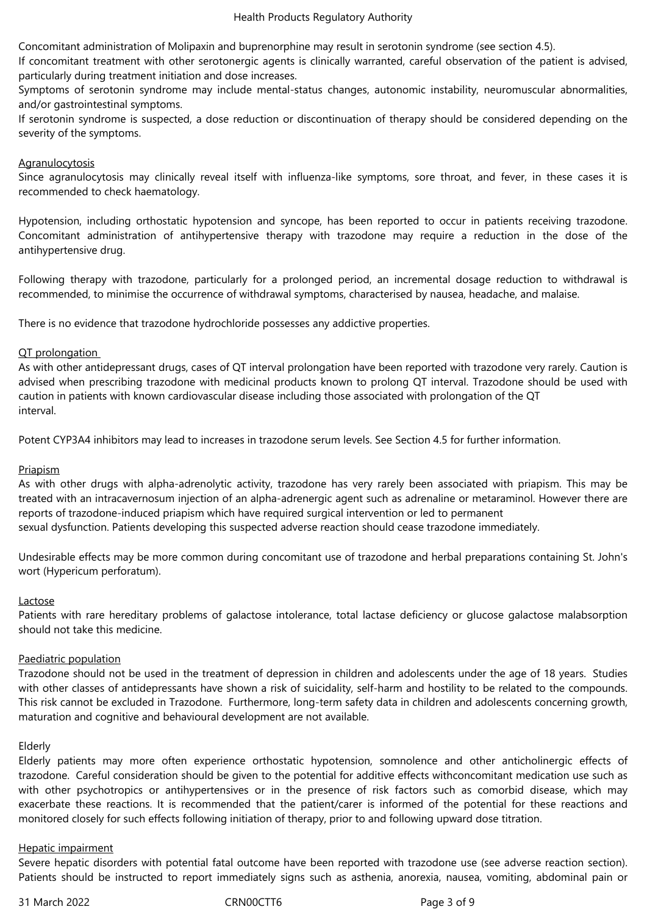Concomitant administration of Molipaxin and buprenorphine may result in serotonin syndrome (see section 4.5).
If concomitant treatment with other serotonergic agents is clinically warranted, careful observation of the patient is advised, particularly during treatment initiation and dose increases.
Symptoms of serotonin syndrome may include mental-status changes, autonomic instability, neuromuscular abnormalities, and/or gastrointestinal symptoms.
If serotonin syndrome is suspected, a dose reduction or discontinuation of therapy should be considered depending on the severity of the symptoms.

Agranulocytosis
Since agranulocytosis may clinically reveal itself with influenza-like symptoms, sore throat, and fever, in these cases it is recommended to check haematology.

Hypotension, including orthostatic hypotension and syncope, has been reported to occur in patients receiving trazodone. Concomitant administration of antihypertensive therapy with trazodone may require a reduction in the dose of the antihypertensive drug.

Following therapy with trazodone, particularly for a prolonged period, an incremental dosage reduction to withdrawal is recommended, to minimise the occurrence of withdrawal symptoms, characterised by nausea, headache, and malaise.

There is no evidence that trazodone hydrochloride possesses any addictive properties.

QT prolongation
As with other antidepressant drugs, cases of QT interval prolongation have been reported with trazodone very rarely. Caution is advised when prescribing trazodone with medicinal products known to prolong QT interval. Trazodone should be used with caution in patients with known cardiovascular disease including those associated with prolongation of the QT interval.

Potent CYP3A4 inhibitors may lead to increases in trazodone serum levels. See Section 4.5 for further information.

Priapism
As with other drugs with alpha-adrenolytic activity, trazodone has very rarely been associated with priapism. This may be treated with an intracavernosum injection of an alpha-adrenergic agent such as adrenaline or metaraminol. However there are reports of trazodone-induced priapism which have required surgical intervention or led to permanent sexual dysfunction. Patients developing this suspected adverse reaction should cease trazodone immediately.

Undesirable effects may be more common during concomitant use of trazodone and herbal preparations containing St. John's wort (Hypericum perforatum).

Lactose
Patients with rare hereditary problems of galactose intolerance, total lactase deficiency or glucose galactose malabsorption should not take this medicine.

Paediatric population
Trazodone should not be used in the treatment of depression in children and adolescents under the age of 18 years. Studies with other classes of antidepressants have shown a risk of suicidality, self-harm and hostility to be related to the compounds. This risk cannot be excluded in Trazodone. Furthermore, long-term safety data in children and adolescents concerning growth, maturation and cognitive and behavioural development are not available.

Elderly
Elderly patients may more often experience orthostatic hypotension, somnolence and other anticholinergic effects of trazodone. Careful consideration should be given to the potential for additive effects withconcomitant medication use such as with other psychotropics or antihypertensives or in the presence of risk factors such as comorbid disease, which may exacerbate these reactions. It is recommended that the patient/carer is informed of the potential for these reactions and monitored closely for such effects following initiation of therapy, prior to and following upward dose titration.

Hepatic impairment
Severe hepatic disorders with potential fatal outcome have been reported with trazodone use (see adverse reaction section). Patients should be instructed to report immediately signs such as asthenia, anorexia, nausea, vomiting, abdominal pain or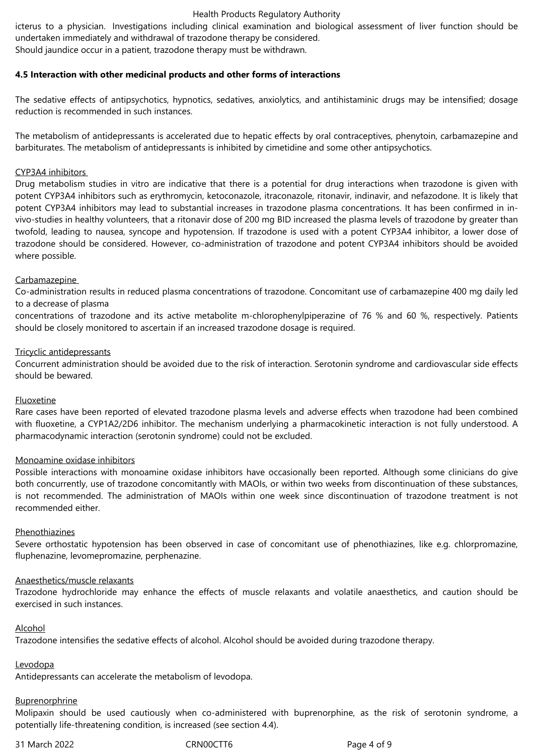icterus to a physician. Investigations including clinical examination and biological assessment of liver function should be undertaken immediately and withdrawal of trazodone therapy be considered.
Should jaundice occur in a patient, trazodone therapy must be withdrawn.

**4.5 Interaction with other medicinal products and other forms of interactions**

The sedative effects of antipsychotics, hypnotics, sedatives, anxiolytics, and antihistaminic drugs may be intensified; dosage reduction is recommended in such instances.

The metabolism of antidepressants is accelerated due to hepatic effects by oral contraceptives, phenytoin, carbamazepine and barbiturates. The metabolism of antidepressants is inhibited by cimetidine and some other antipsychotics.

<u>CYP3A4 inhibitors</u>
Drug metabolism studies in vitro are indicative that there is a potential for drug interactions when trazodone is given with potent CYP3A4 inhibitors such as erythromycin, ketoconazole, itraconazole, ritonavir, indinavir, and nefazodone. It is likely that potent CYP3A4 inhibitors may lead to substantial increases in trazodone plasma concentrations. It has been confirmed in in-vivo-studies in healthy volunteers, that a ritonavir dose of 200 mg BID increased the plasma levels of trazodone by greater than twofold, leading to nausea, syncope and hypotension. If trazodone is used with a potent CYP3A4 inhibitor, a lower dose of trazodone should be considered. However, co-administration of trazodone and potent CYP3A4 inhibitors should be avoided where possible.

<u>Carbamazepine</u>
Co-administration results in reduced plasma concentrations of trazodone. Concomitant use of carbamazepine 400 mg daily led to a decrease of plasma
concentrations of trazodone and its active metabolite m-chlorophenylpiperazine of 76 % and 60 %, respectively. Patients should be closely monitored to ascertain if an increased trazodone dosage is required.

<u>Tricyclic antidepressants</u>
Concurrent administration should be avoided due to the risk of interaction. Serotonin syndrome and cardiovascular side effects should be bewared.

<u>Fluoxetine</u>
Rare cases have been reported of elevated trazodone plasma levels and adverse effects when trazodone had been combined with fluoxetine, a CYP1A2/2D6 inhibitor. The mechanism underlying a pharmacokinetic interaction is not fully understood. A pharmacodynamic interaction (serotonin syndrome) could not be excluded.

<u>Monoamine oxidase inhibitors</u>
Possible interactions with monoamine oxidase inhibitors have occasionally been reported. Although some clinicians do give both concurrently, use of trazodone concomitantly with MAOIs, or within two weeks from discontinuation of these substances, is not recommended. The administration of MAOIs within one week since discontinuation of trazodone treatment is not recommended either.

<u>Phenothiazines</u>
Severe orthostatic hypotension has been observed in case of concomitant use of phenothiazines, like e.g. chlorpromazine, fluphenazine, levomepromazine, perphenazine.

<u>Anaesthetics/muscle relaxants</u>
Trazodone hydrochloride may enhance the effects of muscle relaxants and volatile anaesthetics, and caution should be exercised in such instances.

<u>Alcohol</u>
Trazodone intensifies the sedative effects of alcohol. Alcohol should be avoided during trazodone therapy.

<u>Levodopa</u>
Antidepressants can accelerate the metabolism of levodopa.

<u>Buprenorphine</u>
Molipaxin should be used cautiously when co-administered with buprenorphine, as the risk of serotonin syndrome, a potentially life-threatening condition, is increased (see section 4.4).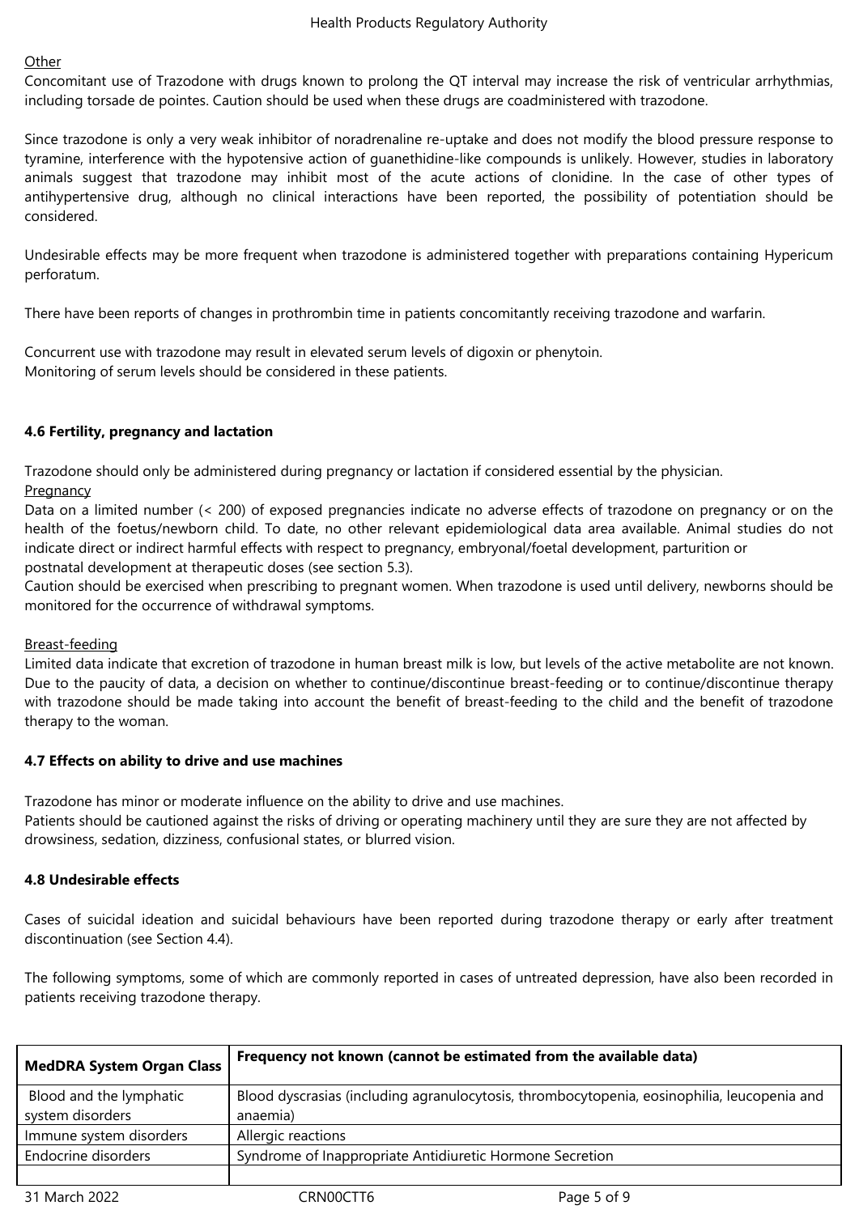Other

Concomitant use of Trazodone with drugs known to prolong the QT interval may increase the risk of ventricular arrhythmias, including torsade de pointes. Caution should be used when these drugs are coadministered with trazodone.

Since trazodone is only a very weak inhibitor of noradrenaline re-uptake and does not modify the blood pressure response to tyramine, interference with the hypotensive action of guanethidine-like compounds is unlikely. However, studies in laboratory animals suggest that trazodone may inhibit most of the acute actions of clonidine. In the case of other types of antihypertensive drug, although no clinical interactions have been reported, the possibility of potentiation should be considered.

Undesirable effects may be more frequent when trazodone is administered together with preparations containing Hypericum perforatum.

There have been reports of changes in prothrombin time in patients concomitantly receiving trazodone and warfarin.

Concurrent use with trazodone may result in elevated serum levels of digoxin or phenytoin.
Monitoring of serum levels should be considered in these patients.

**4.6 Fertility, pregnancy and lactation**

Trazodone should only be administered during pregnancy or lactation if considered essential by the physician.

Pregnancy

Data on a limited number (< 200) of exposed pregnancies indicate no adverse effects of trazodone on pregnancy or on the health of the foetus/newborn child. To date, no other relevant epidemiological data area available. Animal studies do not indicate direct or indirect harmful effects with respect to pregnancy, embryonal/foetal development, parturition or postnatal development at therapeutic doses (see section 5.3).

Caution should be exercised when prescribing to pregnant women. When trazodone is used until delivery, newborns should be monitored for the occurrence of withdrawal symptoms.

Breast-feeding

Limited data indicate that excretion of trazodone in human breast milk is low, but levels of the active metabolite are not known. Due to the paucity of data, a decision on whether to continue/discontinue breast-feeding or to continue/discontinue therapy with trazodone should be made taking into account the benefit of breast-feeding to the child and the benefit of trazodone therapy to the woman.

**4.7 Effects on ability to drive and use machines**

Trazodone has minor or moderate influence on the ability to drive and use machines.
Patients should be cautioned against the risks of driving or operating machinery until they are sure they are not affected by drowsiness, sedation, dizziness, confusional states, or blurred vision.

**4.8 Undesirable effects**

Cases of suicidal ideation and suicidal behaviours have been reported during trazodone therapy or early after treatment discontinuation (see Section 4.4).

The following symptoms, some of which are commonly reported in cases of untreated depression, have also been recorded in patients receiving trazodone therapy.

| MedDRA System Organ Class | Frequency not known (cannot be estimated from the available data) |
|---|---|
| Blood and the lymphatic system disorders | Blood dyscrasias (including agranulocytosis, thrombocytopenia, eosinophilia, leucopenia and anaemia) |
| Immune system disorders | Allergic reactions |
| Endocrine disorders | Syndrome of Inappropriate Antidiuretic Hormone Secretion |
| | |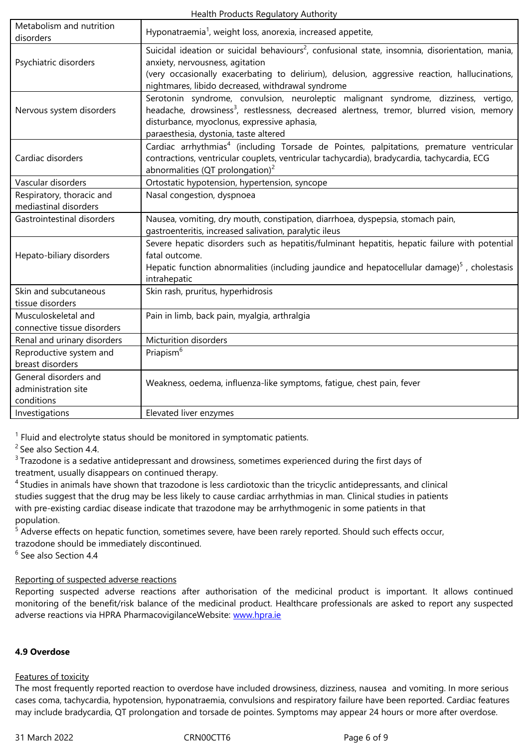| | |
|---|---|
| Metabolism and nutrition disorders | Hyponatraemia[1], weight loss, anorexia, increased appetite, |
| Psychiatric disorders | Suicidal ideation or suicidal behaviours[2], confusional state, insomnia, disorientation, mania, anxiety, nervousness, agitation (very occasionally exacerbating to delirium), delusion, aggressive reaction, hallucinations, nightmares, libido decreased, withdrawal syndrome |
| Nervous system disorders | Serotonin syndrome, convulsion, neuroleptic malignant syndrome, dizziness, vertigo, headache, drowsiness[3], restlessness, decreased alertness, tremor, blurred vision, memory disturbance, myoclonus, expressive aphasia, paraesthesia, dystonia, taste altered |
| Cardiac disorders | Cardiac arrhythmias[4] (including Torsade de Pointes, palpitations, premature ventricular contractions, ventricular couplets, ventricular tachycardia), bradycardia, tachycardia, ECG abnormalities (QT prolongation)[2] |
| Vascular disorders | Ortostatic hypotension, hypertension, syncope |
| Respiratory, thoracic and mediastinal disorders | Nasal congestion, dyspnoea |
| Gastrointestinal disorders | Nausea, vomiting, dry mouth, constipation, diarrhoea, dyspepsia, stomach pain, gastroenteritis, increased salivation, paralytic ileus |
| Hepato-biliary disorders | Severe hepatic disorders such as hepatitis/fulminant hepatitis, hepatic failure with potential fatal outcome. Hepatic function abnormalities (including jaundice and hepatocellular damage)[5] , cholestasis intrahepatic |
| Skin and subcutaneous tissue disorders | Skin rash, pruritus, hyperhidrosis |
| Musculoskeletal and connective tissue disorders | Pain in limb, back pain, myalgia, arthralgia |
| Renal and urinary disorders | Micturition disorders |
| Reproductive system and breast disorders | Priapism[6] |
| General disorders and administration site conditions | Weakness, oedema, influenza-like symptoms, fatigue, chest pain, fever |
| Investigations | Elevated liver enzymes |

[1] Fluid and electrolyte status should be monitored in symptomatic patients.
[2] See also Section 4.4.
[3] Trazodone is a sedative antidepressant and drowsiness, sometimes experienced during the first days of treatment, usually disappears on continued therapy.
[4] Studies in animals have shown that trazodone is less cardiotoxic than the tricyclic antidepressants, and clinical studies suggest that the drug may be less likely to cause cardiac arrhythmias in man. Clinical studies in patients with pre-existing cardiac disease indicate that trazodone may be arrhythmogenic in some patients in that population.
[5] Adverse effects on hepatic function, sometimes severe, have been rarely reported. Should such effects occur, trazodone should be immediately discontinued.
[6] See also Section 4.4

Reporting of suspected adverse reactions

Reporting suspected adverse reactions after authorisation of the medicinal product is important. It allows continued monitoring of the benefit/risk balance of the medicinal product. Healthcare professionals are asked to report any suspected adverse reactions via HPRA PharmacovigilanceWebsite: www.hpra.ie

## 4.9 Overdose

Features of toxicity

The most frequently reported reaction to overdose have included drowsiness, dizziness, nausea and vomiting. In more serious cases coma, tachycardia, hypotension, hyponatraemia, convulsions and respiratory failure have been reported. Cardiac features may include bradycardia, QT prolongation and torsade de pointes. Symptoms may appear 24 hours or more after overdose.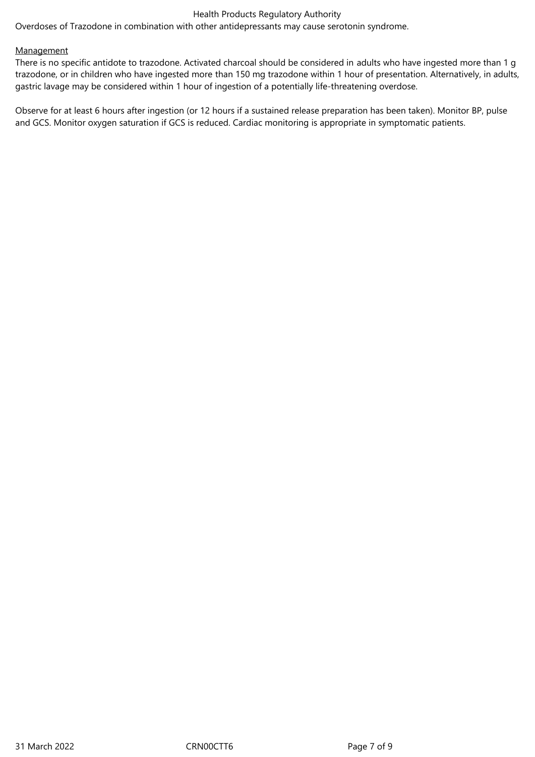Overdoses of Trazodone in combination with other antidepressants may cause serotonin syndrome.

Management

There is no specific antidote to trazodone. Activated charcoal should be considered in adults who have ingested more than 1 g trazodone, or in children who have ingested more than 150 mg trazodone within 1 hour of presentation. Alternatively, in adults, gastric lavage may be considered within 1 hour of ingestion of a potentially life-threatening overdose.

Observe for at least 6 hours after ingestion (or 12 hours if a sustained release preparation has been taken). Monitor BP, pulse and GCS. Monitor oxygen saturation if GCS is reduced. Cardiac monitoring is appropriate in symptomatic patients.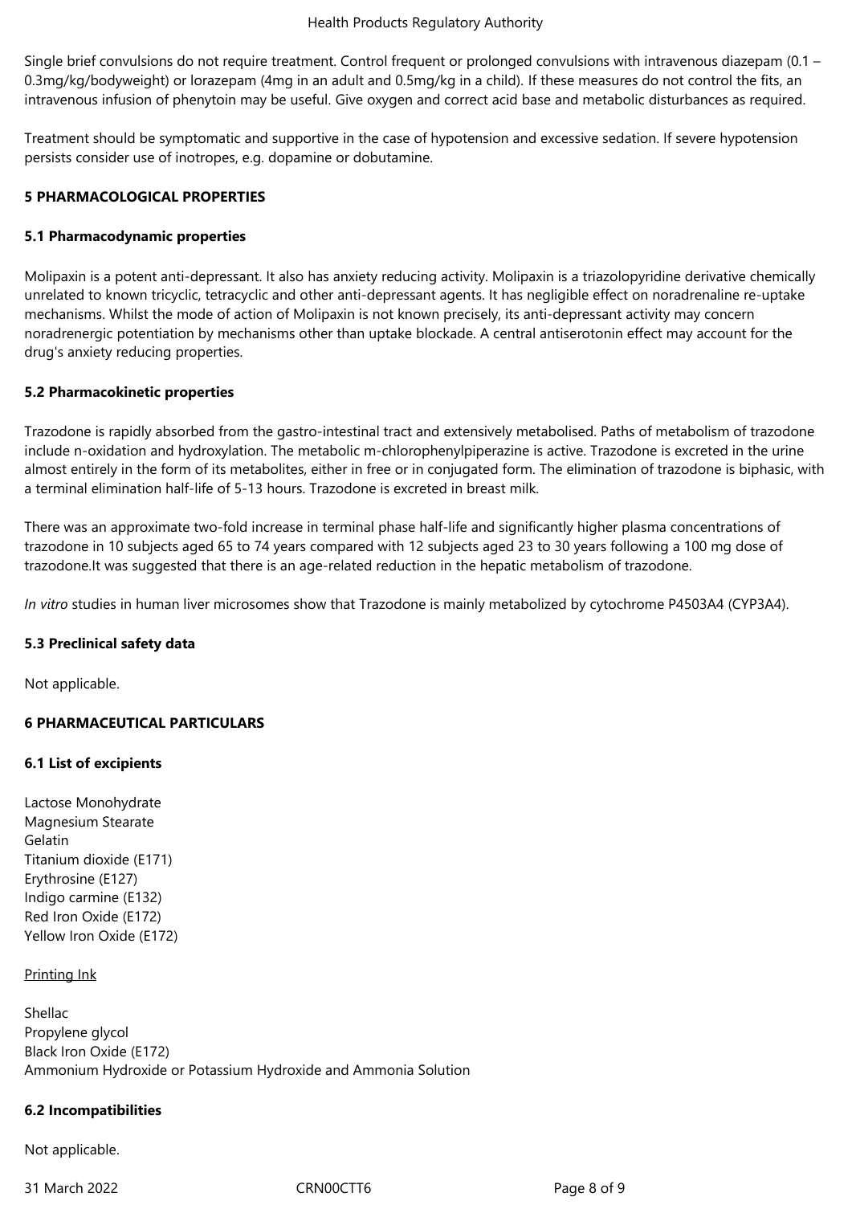Single brief convulsions do not require treatment. Control frequent or prolonged convulsions with intravenous diazepam (0.1 – 0.3mg/kg/bodyweight) or lorazepam (4mg in an adult and 0.5mg/kg in a child). If these measures do not control the fits, an intravenous infusion of phenytoin may be useful. Give oxygen and correct acid base and metabolic disturbances as required.

Treatment should be symptomatic and supportive in the case of hypotension and excessive sedation. If severe hypotension persists consider use of inotropes, e.g. dopamine or dobutamine.

## 5 PHARMACOLOGICAL PROPERTIES

### 5.1 Pharmacodynamic properties

Molipaxin is a potent anti-depressant. It also has anxiety reducing activity. Molipaxin is a triazolopyridine derivative chemically unrelated to known tricyclic, tetracyclic and other anti-depressant agents. It has negligible effect on noradrenaline re-uptake mechanisms. Whilst the mode of action of Molipaxin is not known precisely, its anti-depressant activity may concern noradrenergic potentiation by mechanisms other than uptake blockade. A central antiserotonin effect may account for the drug's anxiety reducing properties.

### 5.2 Pharmacokinetic properties

Trazodone is rapidly absorbed from the gastro-intestinal tract and extensively metabolised. Paths of metabolism of trazodone include n-oxidation and hydroxylation. The metabolic m-chlorophenylpiperazine is active. Trazodone is excreted in the urine almost entirely in the form of its metabolites, either in free or in conjugated form. The elimination of trazodone is biphasic, with a terminal elimination half-life of 5-13 hours. Trazodone is excreted in breast milk.

There was an approximate two-fold increase in terminal phase half-life and significantly higher plasma concentrations of trazodone in 10 subjects aged 65 to 74 years compared with 12 subjects aged 23 to 30 years following a 100 mg dose of trazodone.It was suggested that there is an age-related reduction in the hepatic metabolism of trazodone.

*In vitro* studies in human liver microsomes show that Trazodone is mainly metabolized by cytochrome P4503A4 (CYP3A4).

### 5.3 Preclinical safety data

Not applicable.

## 6 PHARMACEUTICAL PARTICULARS

### 6.1 List of excipients

Lactose Monohydrate
Magnesium Stearate
Gelatin
Titanium dioxide (E171)
Erythrosine (E127)
Indigo carmine (E132)
Red Iron Oxide (E172)
Yellow Iron Oxide (E172)

Printing Ink

Shellac
Propylene glycol
Black Iron Oxide (E172)
Ammonium Hydroxide or Potassium Hydroxide and Ammonia Solution

### 6.2 Incompatibilities

Not applicable.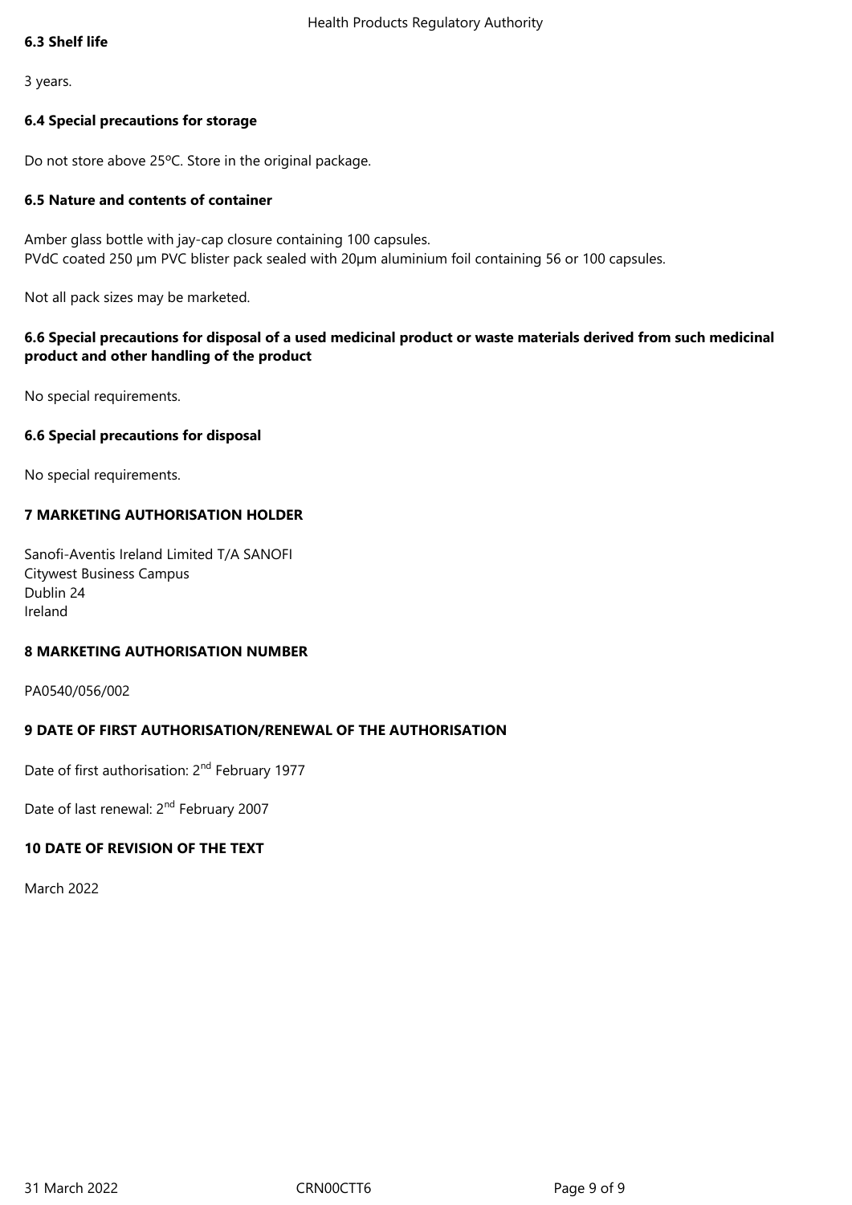### 6.3 Shelf life

3 years.

### 6.4 Special precautions for storage

Do not store above 25ºC. Store in the original package.

### 6.5 Nature and contents of container

Amber glass bottle with jay-cap closure containing 100 capsules.
PVdC coated 250 µm PVC blister pack sealed with 20µm aluminium foil containing 56 or 100 capsules.

Not all pack sizes may be marketed.

### 6.6 Special precautions for disposal of a used medicinal product or waste materials derived from such medicinal product and other handling of the product

No special requirements.

### 6.6 Special precautions for disposal

No special requirements.

## 7 MARKETING AUTHORISATION HOLDER

Sanofi-Aventis Ireland Limited T/A SANOFI
Citywest Business Campus
Dublin 24
Ireland

## 8 MARKETING AUTHORISATION NUMBER

PA0540/056/002

## 9 DATE OF FIRST AUTHORISATION/RENEWAL OF THE AUTHORISATION

Date of first authorisation: 2nd February 1977

Date of last renewal: 2nd February 2007

## 10 DATE OF REVISION OF THE TEXT

March 2022